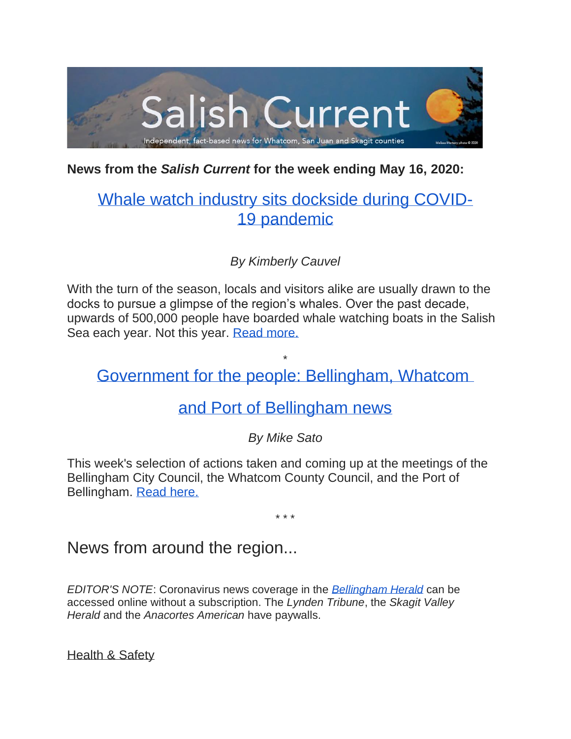Salish Current

Independent, fact-based news for Whatcom, San Juan and Skagit counties

**News from the *Salish Current* for the week ending May 16, 2020:**

## Whale watch industry sits dockside during COVID-19 pandemic

*By Kimberly Cauvel*

With the turn of the season, locals and visitors alike are usually drawn to the docks to pursue a glimpse of the region's whales. Over the past decade, upwards of 500,000 people have boarded whale watching boats in the Salish Sea each year. Not this year. Read more.

*

## Government for the people: Bellingham, Whatcom and Port of Bellingham news

*By Mike Sato*

This week's selection of actions taken and coming up at the meetings of the Bellingham City Council, the Whatcom County Council, and the Port of Bellingham. Read here.

* * *

# News from around the region...

*EDITOR'S NOTE*: Coronavirus news coverage in the *Bellingham Herald* can be accessed online without a subscription. The *Lynden Tribune*, the *Skagit Valley Herald* and the *Anacortes American* have paywalls.

Health & Safety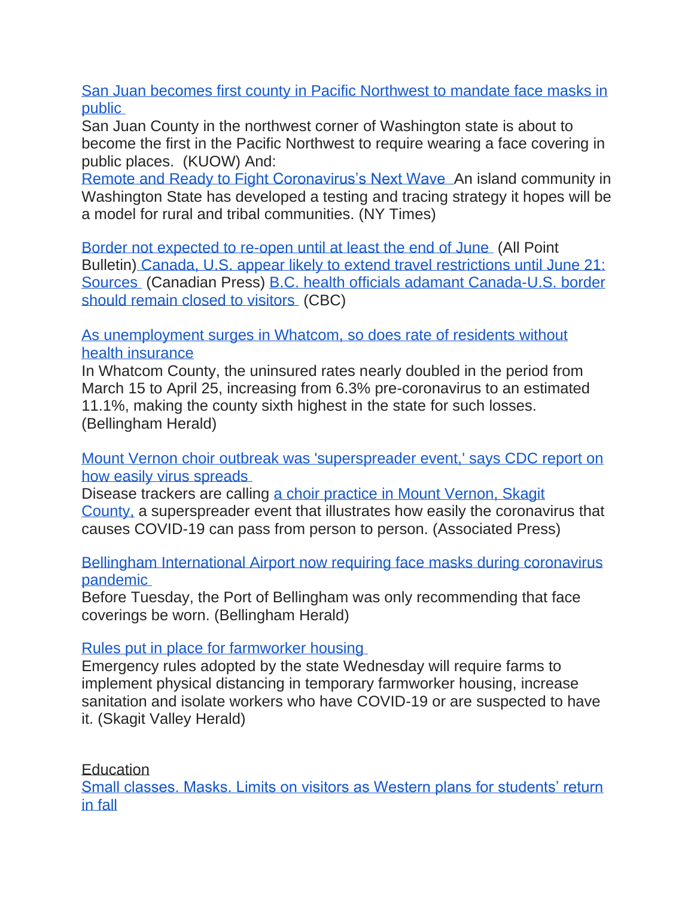San Juan becomes first county in Pacific Northwest to mandate face masks in public

San Juan County in the northwest corner of Washington state is about to become the first in the Pacific Northwest to require wearing a face covering in public places. (KUOW) And:

Remote and Ready to Fight Coronavirus's Next Wave An island community in Washington State has developed a testing and tracing strategy it hopes will be a model for rural and tribal communities. (NY Times)

Border not expected to re-open until at least the end of June (All Point Bulletin) Canada, U.S. appear likely to extend travel restrictions until June 21: Sources (Canadian Press) B.C. health officials adamant Canada-U.S. border should remain closed to visitors (CBC)

As unemployment surges in Whatcom, so does rate of residents without health insurance

In Whatcom County, the uninsured rates nearly doubled in the period from March 15 to April 25, increasing from 6.3% pre-coronavirus to an estimated 11.1%, making the county sixth highest in the state for such losses. (Bellingham Herald)

Mount Vernon choir outbreak was 'superspreader event,' says CDC report on how easily virus spreads

Disease trackers are calling a choir practice in Mount Vernon, Skagit County, a superspreader event that illustrates how easily the coronavirus that causes COVID-19 can pass from person to person. (Associated Press)

Bellingham International Airport now requiring face masks during coronavirus pandemic

Before Tuesday, the Port of Bellingham was only recommending that face coverings be worn. (Bellingham Herald)

Rules put in place for farmworker housing

Emergency rules adopted by the state Wednesday will require farms to implement physical distancing in temporary farmworker housing, increase sanitation and isolate workers who have COVID-19 or are suspected to have it. (Skagit Valley Herald)

Education

Small classes. Masks. Limits on visitors as Western plans for students' return in fall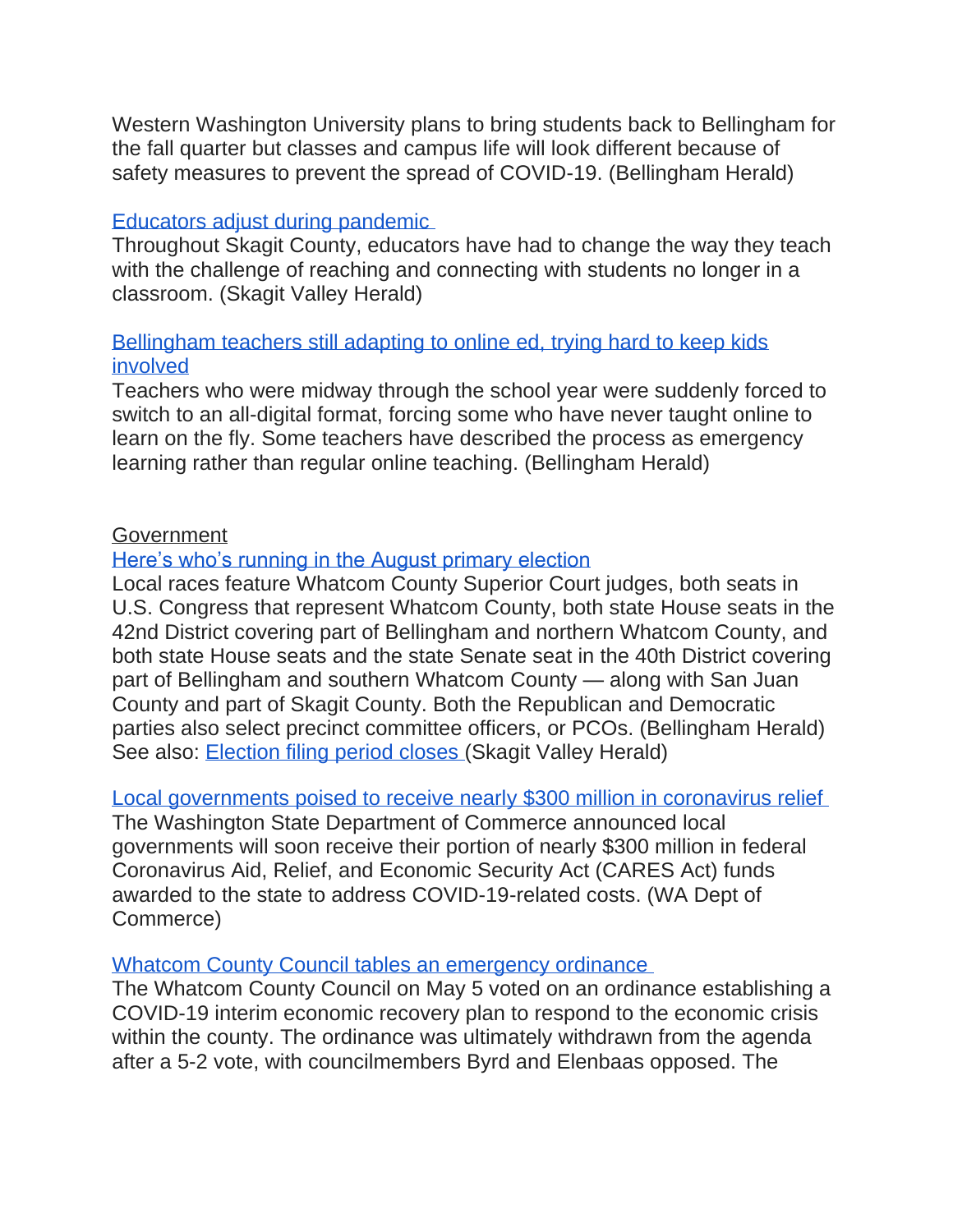Western Washington University plans to bring students back to Bellingham for the fall quarter but classes and campus life will look different because of safety measures to prevent the spread of COVID-19. (Bellingham Herald)

Educators adjust during pandemic

Throughout Skagit County, educators have had to change the way they teach with the challenge of reaching and connecting with students no longer in a classroom. (Skagit Valley Herald)

Bellingham teachers still adapting to online ed, trying hard to keep kids involved

Teachers who were midway through the school year were suddenly forced to switch to an all-digital format, forcing some who have never taught online to learn on the fly. Some teachers have described the process as emergency learning rather than regular online teaching. (Bellingham Herald)

Government

Here's who's running in the August primary election

Local races feature Whatcom County Superior Court judges, both seats in U.S. Congress that represent Whatcom County, both state House seats in the 42nd District covering part of Bellingham and northern Whatcom County, and both state House seats and the state Senate seat in the 40th District covering part of Bellingham and southern Whatcom County — along with San Juan County and part of Skagit County. Both the Republican and Democratic parties also select precinct committee officers, or PCOs. (Bellingham Herald)
See also: Election filing period closes (Skagit Valley Herald)

Local governments poised to receive nearly $300 million in coronavirus relief

The Washington State Department of Commerce announced local governments will soon receive their portion of nearly $300 million in federal Coronavirus Aid, Relief, and Economic Security Act (CARES Act) funds awarded to the state to address COVID-19-related costs. (WA Dept of Commerce)

Whatcom County Council tables an emergency ordinance

The Whatcom County Council on May 5 voted on an ordinance establishing a COVID-19 interim economic recovery plan to respond to the economic crisis within the county. The ordinance was ultimately withdrawn from the agenda after a 5-2 vote, with councilmembers Byrd and Elenbaas opposed. The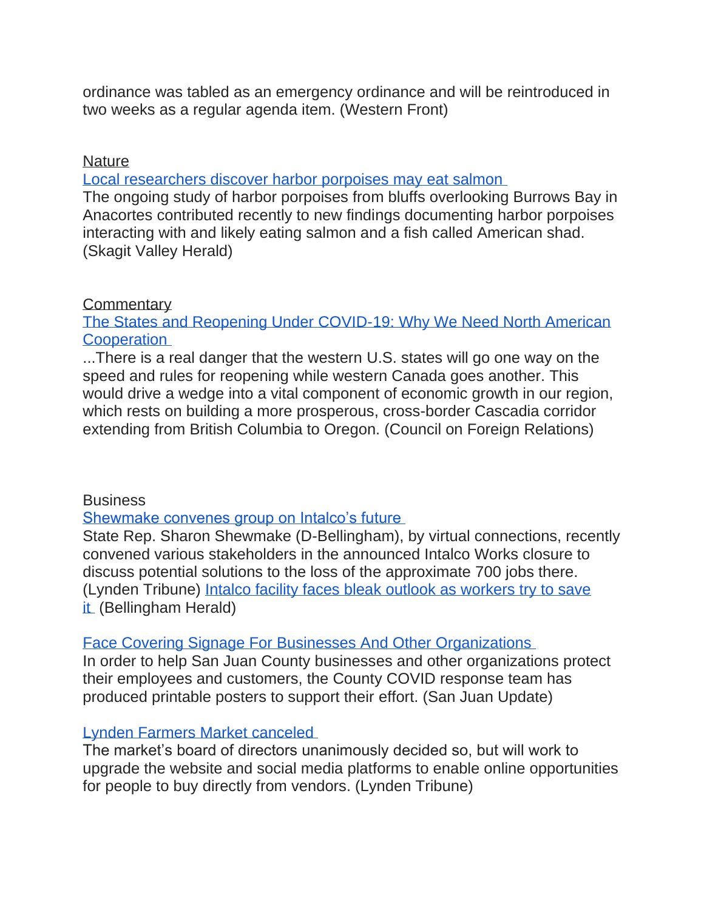ordinance was tabled as an emergency ordinance and will be reintroduced in two weeks as a regular agenda item. (Western Front)

Nature

Local researchers discover harbor porpoises may eat salmon

The ongoing study of harbor porpoises from bluffs overlooking Burrows Bay in Anacortes contributed recently to new findings documenting harbor porpoises interacting with and likely eating salmon and a fish called American shad. (Skagit Valley Herald)

Commentary

The States and Reopening Under COVID-19: Why We Need North American Cooperation

...There is a real danger that the western U.S. states will go one way on the speed and rules for reopening while western Canada goes another. This would drive a wedge into a vital component of economic growth in our region, which rests on building a more prosperous, cross-border Cascadia corridor extending from British Columbia to Oregon. (Council on Foreign Relations)

Business

Shewmake convenes group on Intalco's future

State Rep. Sharon Shewmake (D-Bellingham), by virtual connections, recently convened various stakeholders in the announced Intalco Works closure to discuss potential solutions to the loss of the approximate 700 jobs there. (Lynden Tribune) Intalco facility faces bleak outlook as workers try to save it (Bellingham Herald)

Face Covering Signage For Businesses And Other Organizations

In order to help San Juan County businesses and other organizations protect their employees and customers, the County COVID response team has produced printable posters to support their effort. (San Juan Update)

Lynden Farmers Market canceled

The market's board of directors unanimously decided so, but will work to upgrade the website and social media platforms to enable online opportunities for people to buy directly from vendors. (Lynden Tribune)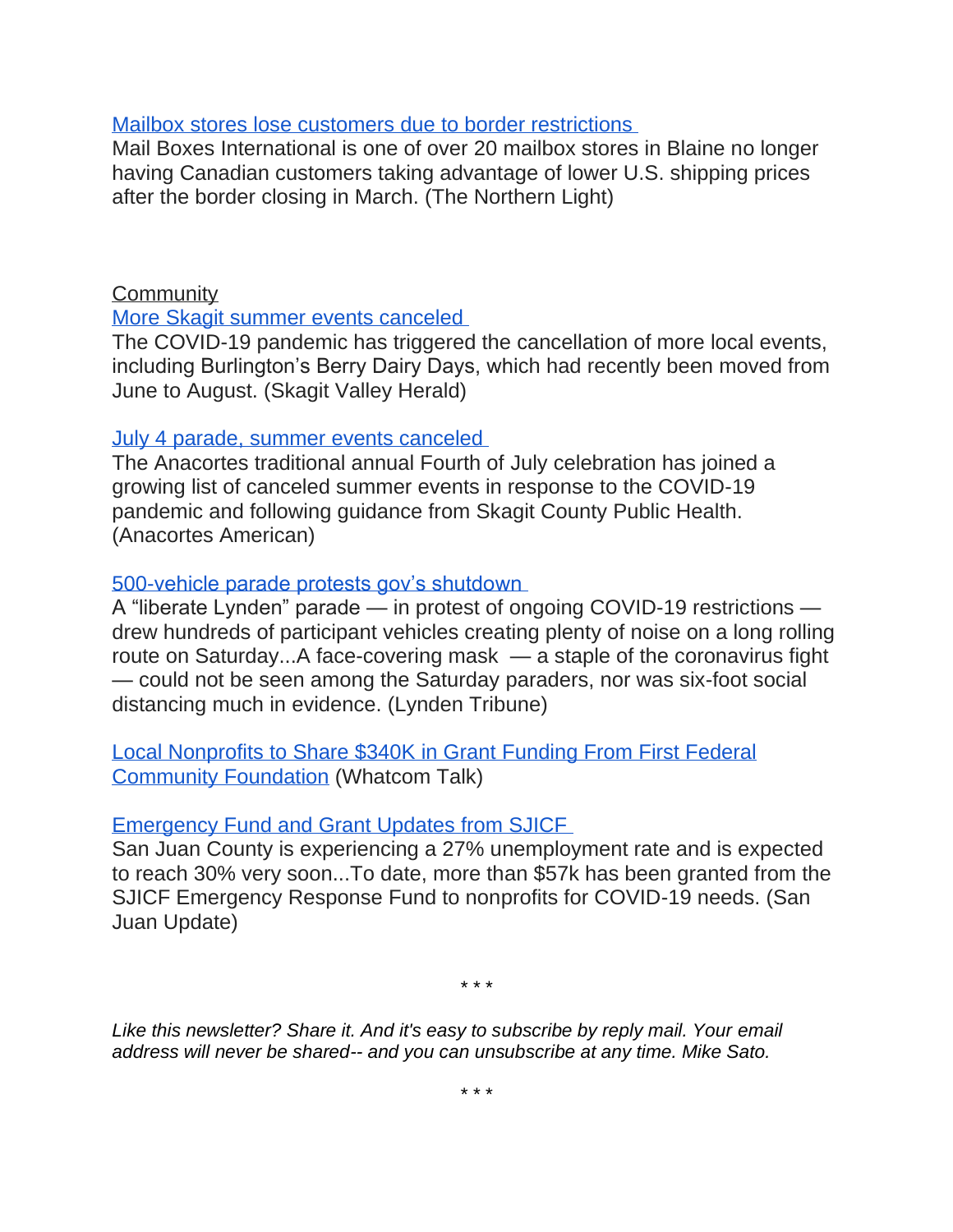Mailbox stores lose customers due to border restrictions

Mail Boxes International is one of over 20 mailbox stores in Blaine no longer having Canadian customers taking advantage of lower U.S. shipping prices after the border closing in March. (The Northern Light)

Community

More Skagit summer events canceled

The COVID-19 pandemic has triggered the cancellation of more local events, including Burlington's Berry Dairy Days, which had recently been moved from June to August. (Skagit Valley Herald)

July 4 parade, summer events canceled

The Anacortes traditional annual Fourth of July celebration has joined a growing list of canceled summer events in response to the COVID-19 pandemic and following guidance from Skagit County Public Health. (Anacortes American)

500-vehicle parade protests gov's shutdown

A "liberate Lynden" parade — in protest of ongoing COVID-19 restrictions — drew hundreds of participant vehicles creating plenty of noise on a long rolling route on Saturday...A face-covering mask — a staple of the coronavirus fight — could not be seen among the Saturday paraders, nor was six-foot social distancing much in evidence. (Lynden Tribune)

Local Nonprofits to Share $340K in Grant Funding From First Federal Community Foundation (Whatcom Talk)

Emergency Fund and Grant Updates from SJICF

San Juan County is experiencing a 27% unemployment rate and is expected to reach 30% very soon...To date, more than $57k has been granted from the SJICF Emergency Response Fund to nonprofits for COVID-19 needs. (San Juan Update)

* * *

*Like this newsletter? Share it. And it's easy to subscribe by reply mail. Your email address will never be shared-- and you can unsubscribe at any time. Mike Sato.*

* * *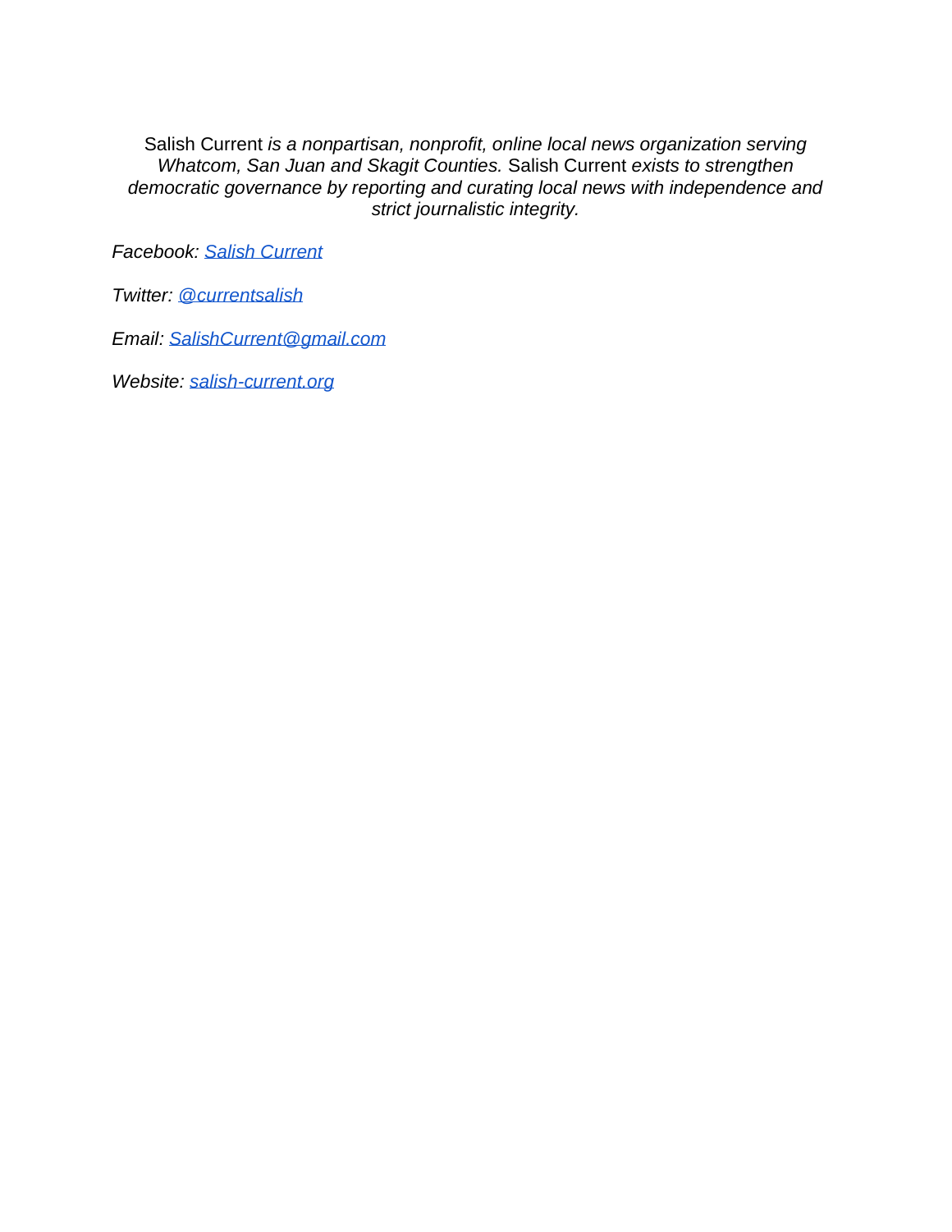Salish Current *is a nonpartisan, nonprofit, online local news organization serving Whatcom, San Juan and Skagit Counties.* Salish Current *exists to strengthen democratic governance by reporting and curating local news with independence and strict journalistic integrity.*

*Facebook: [Salish Current]()*

*Twitter: [@currentsalish]()*

*Email: [SalishCurrent@gmail.com]()*

*Website: [salish-current.org]()*